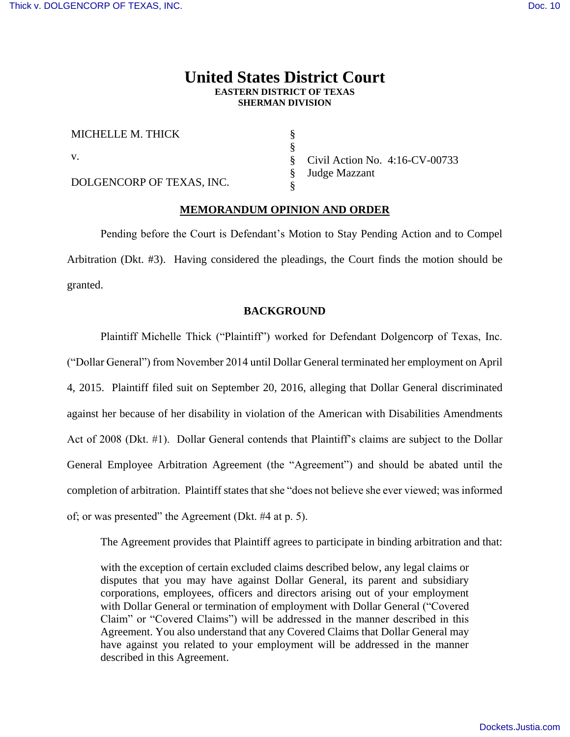# United States District Court

**EASTERN DISTRICT OF TEXAS**
**SHERMAN DIVISION**

| | | |
|---|---|---|
| MICHELLE M. THICK | § | |
| | § | |
| v. | § | Civil Action No. 4:16-CV-00733 |
| | § | Judge Mazzant |
| DOLGENCORP OF TEXAS, INC. | § | |

## MEMORANDUM OPINION AND ORDER

Pending before the Court is Defendant's Motion to Stay Pending Action and to Compel Arbitration (Dkt. #3). Having considered the pleadings, the Court finds the motion should be granted.

## BACKGROUND

Plaintiff Michelle Thick ("Plaintiff") worked for Defendant Dolgencorp of Texas, Inc. ("Dollar General") from November 2014 until Dollar General terminated her employment on April 4, 2015. Plaintiff filed suit on September 20, 2016, alleging that Dollar General discriminated against her because of her disability in violation of the American with Disabilities Amendments Act of 2008 (Dkt. #1). Dollar General contends that Plaintiff's claims are subject to the Dollar General Employee Arbitration Agreement (the "Agreement") and should be abated until the completion of arbitration. Plaintiff states that she "does not believe she ever viewed; was informed of; or was presented" the Agreement (Dkt. #4 at p. 5).

The Agreement provides that Plaintiff agrees to participate in binding arbitration and that:

> with the exception of certain excluded claims described below, any legal claims or disputes that you may have against Dollar General, its parent and subsidiary corporations, employees, officers and directors arising out of your employment with Dollar General or termination of employment with Dollar General ("Covered Claim" or "Covered Claims") will be addressed in the manner described in this Agreement. You also understand that any Covered Claims that Dollar General may have against you related to your employment will be addressed in the manner described in this Agreement.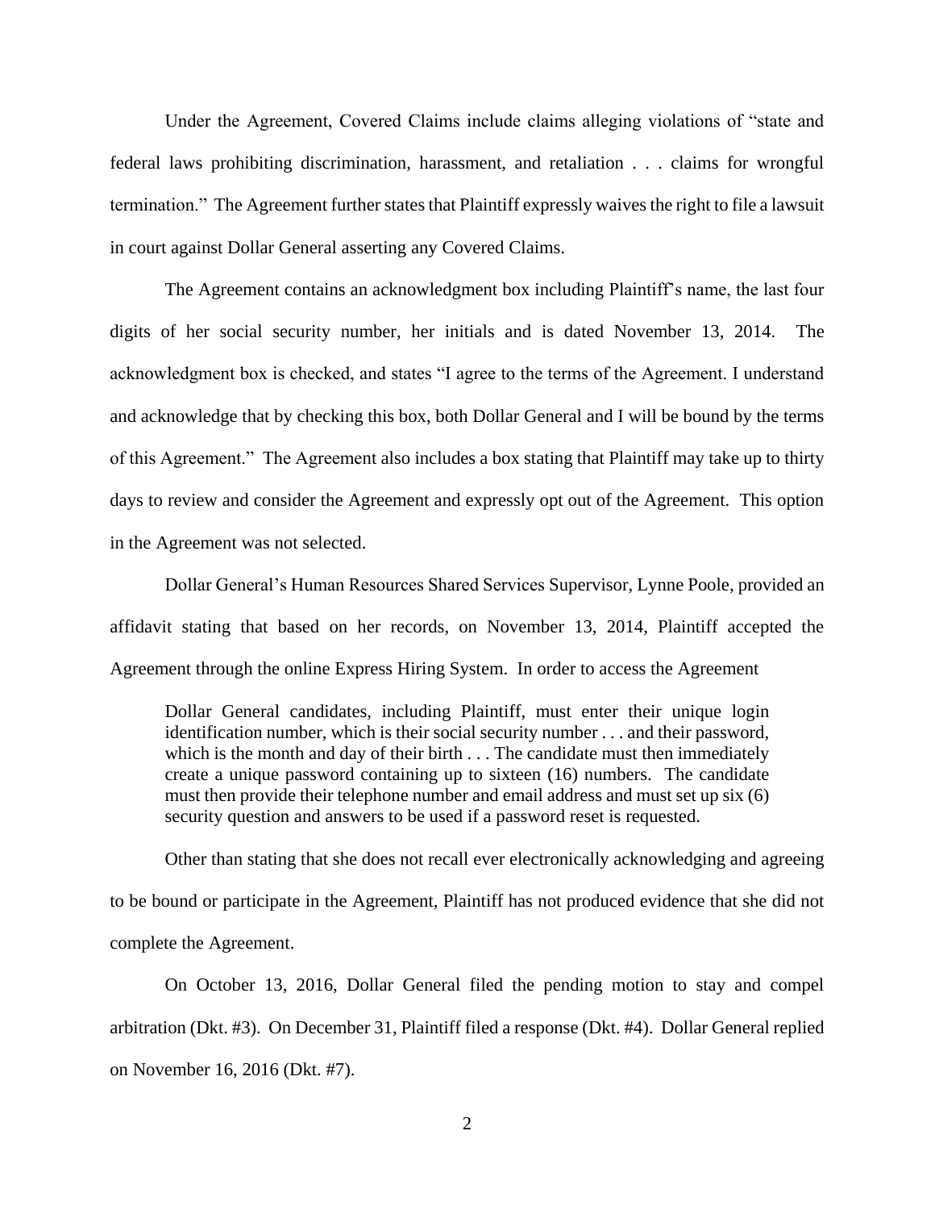Under the Agreement, Covered Claims include claims alleging violations of "state and federal laws prohibiting discrimination, harassment, and retaliation . . . claims for wrongful termination." The Agreement further states that Plaintiff expressly waives the right to file a lawsuit in court against Dollar General asserting any Covered Claims.

The Agreement contains an acknowledgment box including Plaintiff's name, the last four digits of her social security number, her initials and is dated November 13, 2014. The acknowledgment box is checked, and states "I agree to the terms of the Agreement. I understand and acknowledge that by checking this box, both Dollar General and I will be bound by the terms of this Agreement." The Agreement also includes a box stating that Plaintiff may take up to thirty days to review and consider the Agreement and expressly opt out of the Agreement. This option in the Agreement was not selected.

Dollar General's Human Resources Shared Services Supervisor, Lynne Poole, provided an affidavit stating that based on her records, on November 13, 2014, Plaintiff accepted the Agreement through the online Express Hiring System. In order to access the Agreement

> Dollar General candidates, including Plaintiff, must enter their unique login identification number, which is their social security number . . . and their password, which is the month and day of their birth . . . The candidate must then immediately create a unique password containing up to sixteen (16) numbers. The candidate must then provide their telephone number and email address and must set up six (6) security question and answers to be used if a password reset is requested.

Other than stating that she does not recall ever electronically acknowledging and agreeing to be bound or participate in the Agreement, Plaintiff has not produced evidence that she did not complete the Agreement.

On October 13, 2016, Dollar General filed the pending motion to stay and compel arbitration (Dkt. #3). On December 31, Plaintiff filed a response (Dkt. #4). Dollar General replied on November 16, 2016 (Dkt. #7).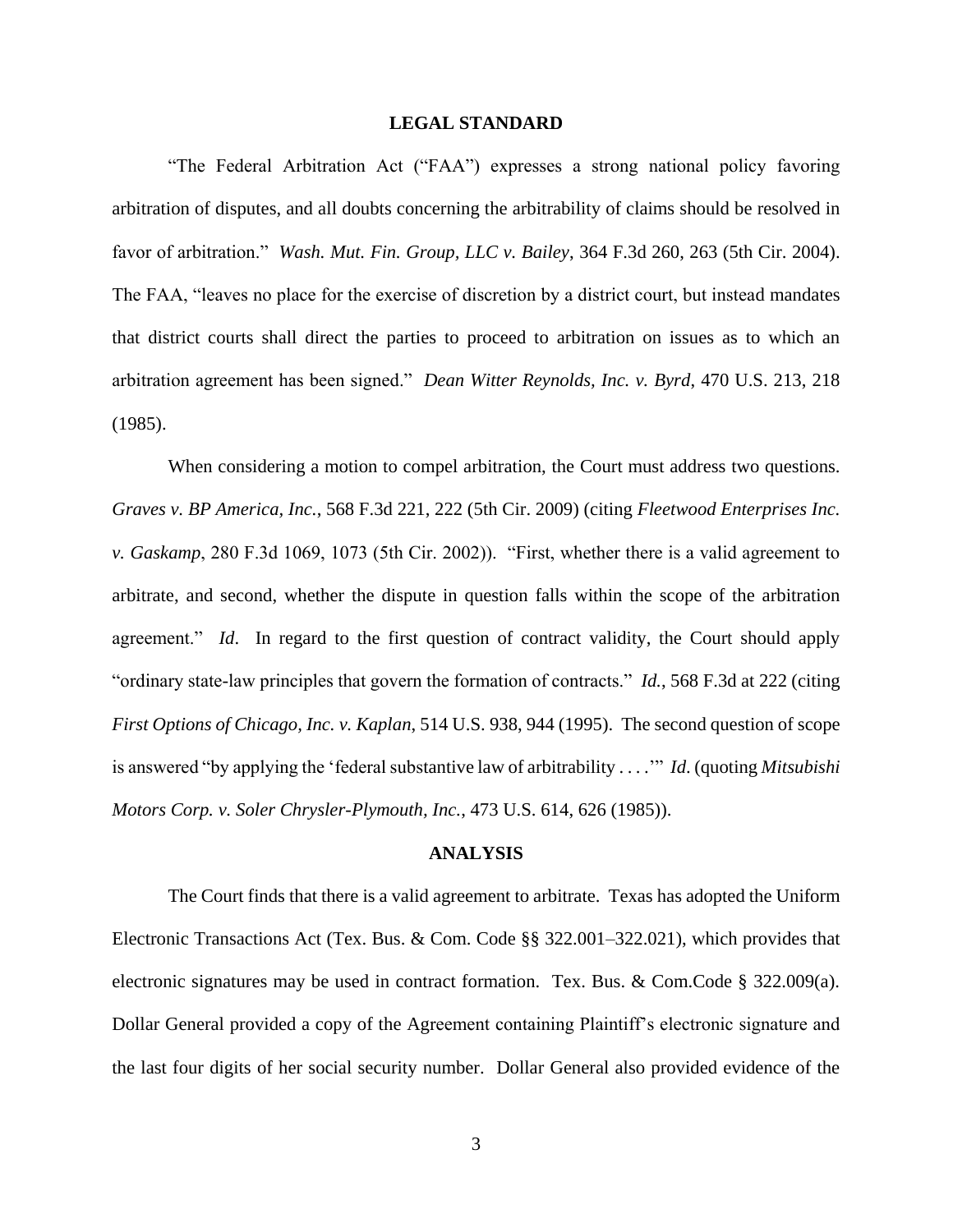## LEGAL STANDARD

"The Federal Arbitration Act ("FAA") expresses a strong national policy favoring arbitration of disputes, and all doubts concerning the arbitrability of claims should be resolved in favor of arbitration." *Wash. Mut. Fin. Group, LLC v. Bailey*, 364 F.3d 260, 263 (5th Cir. 2004). The FAA, "leaves no place for the exercise of discretion by a district court, but instead mandates that district courts shall direct the parties to proceed to arbitration on issues as to which an arbitration agreement has been signed." *Dean Witter Reynolds, Inc. v. Byrd*, 470 U.S. 213, 218 (1985).

When considering a motion to compel arbitration, the Court must address two questions. *Graves v. BP America, Inc.*, 568 F.3d 221, 222 (5th Cir. 2009) (citing *Fleetwood Enterprises Inc. v. Gaskamp*, 280 F.3d 1069, 1073 (5th Cir. 2002)). "First, whether there is a valid agreement to arbitrate, and second, whether the dispute in question falls within the scope of the arbitration agreement." *Id*. In regard to the first question of contract validity, the Court should apply "ordinary state-law principles that govern the formation of contracts." *Id.*, 568 F.3d at 222 (citing *First Options of Chicago, Inc. v. Kaplan*, 514 U.S. 938, 944 (1995). The second question of scope is answered "by applying the 'federal substantive law of arbitrability . . . .'" *Id.* (quoting *Mitsubishi Motors Corp. v. Soler Chrysler-Plymouth, Inc.*, 473 U.S. 614, 626 (1985)).

## ANALYSIS

The Court finds that there is a valid agreement to arbitrate. Texas has adopted the Uniform Electronic Transactions Act (Tex. Bus. & Com. Code §§ 322.001–322.021), which provides that electronic signatures may be used in contract formation. Tex. Bus. & Com.Code § 322.009(a). Dollar General provided a copy of the Agreement containing Plaintiff's electronic signature and the last four digits of her social security number. Dollar General also provided evidence of the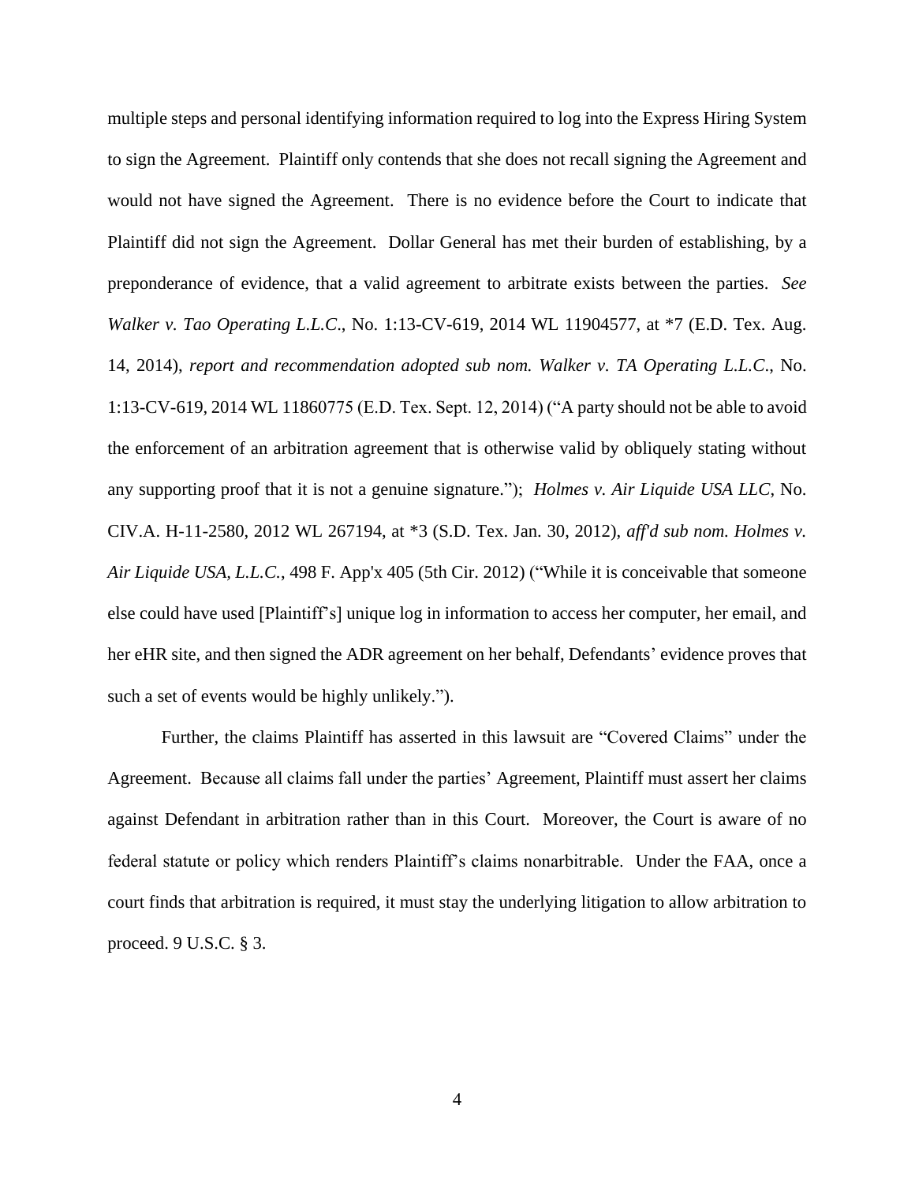multiple steps and personal identifying information required to log into the Express Hiring System to sign the Agreement. Plaintiff only contends that she does not recall signing the Agreement and would not have signed the Agreement. There is no evidence before the Court to indicate that Plaintiff did not sign the Agreement. Dollar General has met their burden of establishing, by a preponderance of evidence, that a valid agreement to arbitrate exists between the parties. *See Walker v. Tao Operating L.L.C*., No. 1:13-CV-619, 2014 WL 11904577, at *7 (E.D. Tex. Aug. 14, 2014), *report and recommendation adopted sub nom. Walker v. TA Operating L.L.C*., No. 1:13-CV-619, 2014 WL 11860775 (E.D. Tex. Sept. 12, 2014) ("A party should not be able to avoid the enforcement of an arbitration agreement that is otherwise valid by obliquely stating without any supporting proof that it is not a genuine signature."); *Holmes v. Air Liquide USA LLC*, No. CIV.A. H-11-2580, 2012 WL 267194, at *3 (S.D. Tex. Jan. 30, 2012), *aff'd sub nom. Holmes v. Air Liquide USA, L.L.C.*, 498 F. App'x 405 (5th Cir. 2012) ("While it is conceivable that someone else could have used [Plaintiff's] unique log in information to access her computer, her email, and her eHR site, and then signed the ADR agreement on her behalf, Defendants' evidence proves that such a set of events would be highly unlikely.").

Further, the claims Plaintiff has asserted in this lawsuit are "Covered Claims" under the Agreement. Because all claims fall under the parties' Agreement, Plaintiff must assert her claims against Defendant in arbitration rather than in this Court. Moreover, the Court is aware of no federal statute or policy which renders Plaintiff's claims nonarbitrable. Under the FAA, once a court finds that arbitration is required, it must stay the underlying litigation to allow arbitration to proceed. 9 U.S.C. § 3.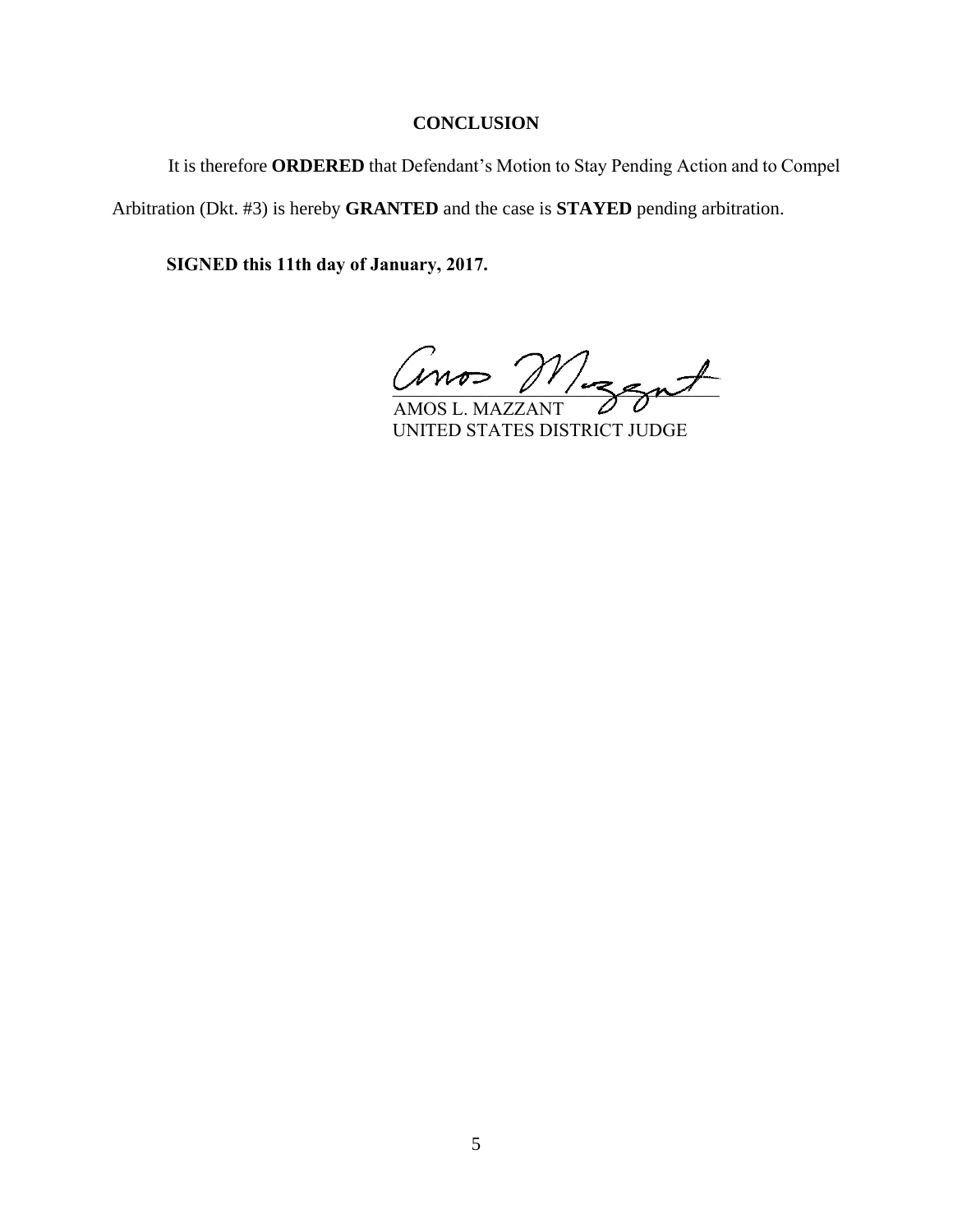## CONCLUSION

It is therefore **ORDERED** that Defendant's Motion to Stay Pending Action and to Compel Arbitration (Dkt. #3) is hereby **GRANTED** and the case is **STAYED** pending arbitration.

**SIGNED this 11th day of January, 2017.**

AMOS L. MAZZANT
UNITED STATES DISTRICT JUDGE